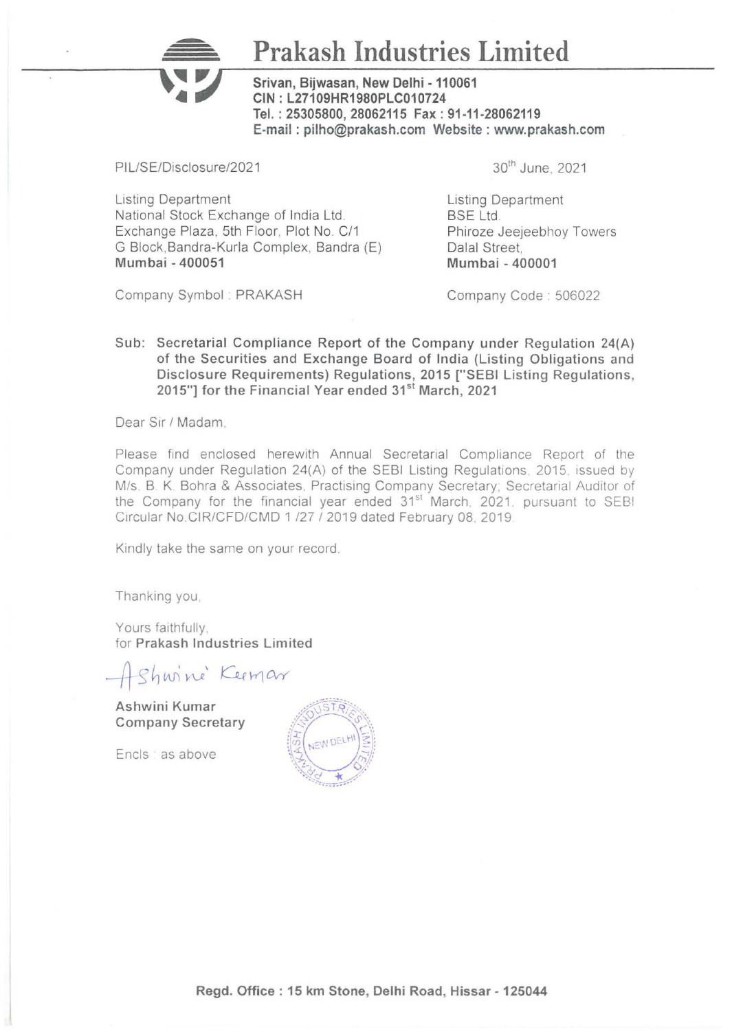# Prakash Industries Limited

**Srivan, Bijwasan, New Delhi - 110061**
**CIN : L27109HR1980PLC010724**
**Tel. : 25305800, 28062115 Fax : 91-11-28062119**
**E-mail : pilho@prakash.com Website : www.prakash.com**

PIL/SE/Disclosure/2021

30th June, 2021

Listing Department
National Stock Exchange of India Ltd.
Exchange Plaza, 5th Floor, Plot No. C/1
G Block,Bandra-Kurla Complex, Bandra (E)
**Mumbai - 400051**

Company Symbol : PRAKASH

Listing Department
BSE Ltd.
Phiroze Jeejeebhoy Towers
Dalal Street,
**Mumbai - 400001**

Company Code : 506022

**Sub: Secretarial Compliance Report of the Company under Regulation 24(A) of the Securities and Exchange Board of India (Listing Obligations and Disclosure Requirements) Regulations, 2015 ["SEBI Listing Regulations, 2015"] for the Financial Year ended 31st March, 2021**

Dear Sir / Madam,

Please find enclosed herewith Annual Secretarial Compliance Report of the Company under Regulation 24(A) of the SEBI Listing Regulations, 2015, issued by M/s. B. K. Bohra & Associates, Practising Company Secretary; Secretarial Auditor of the Company for the financial year ended 31st March, 2021, pursuant to SEBI Circular No.CIR/CFD/CMD 1 /27 / 2019 dated February 08, 2019.

Kindly take the same on your record.

Thanking you,

Yours faithfully,
for **Prakash Industries Limited**

Ashwini Kumar

**Ashwini Kumar**
**Company Secretary**

Encls : as above

**Regd. Office : 15 km Stone, Delhi Road, Hissar - 125044**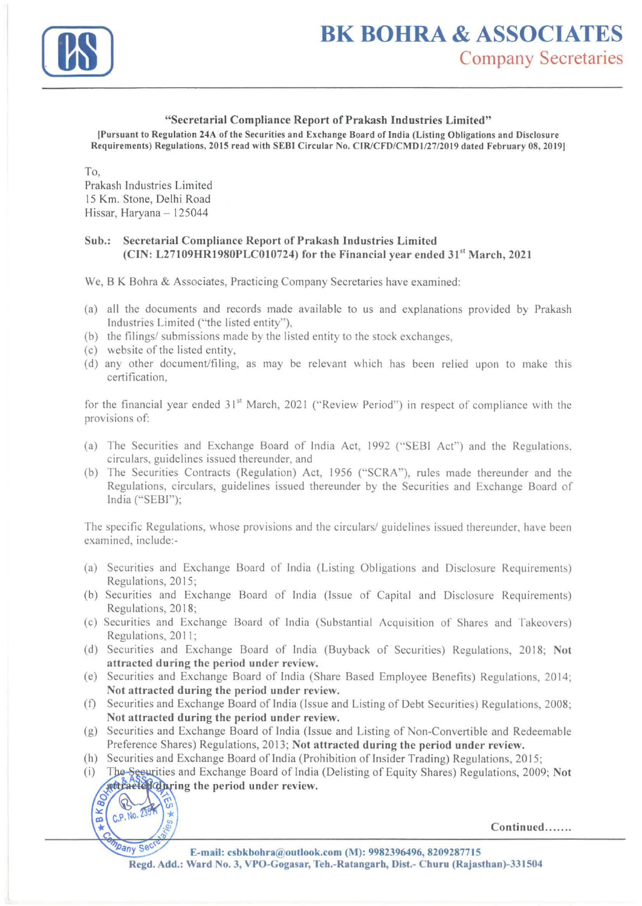"Secretarial Compliance Report of Prakash Industries Limited"

[Pursuant to Regulation 24A of the Securities and Exchange Board of India (Listing Obligations and Disclosure Requirements) Regulations, 2015 read with SEBI Circular No. CIR/CFD/CMD1/27/2019 dated February 08, 2019]

To,
Prakash Industries Limited
15 Km. Stone, Delhi Road
Hissar, Haryana – 125044

**Sub.: Secretarial Compliance Report of Prakash Industries Limited (CIN: L27109HR1980PLC010724) for the Financial year ended 31st March, 2021**

We, B K Bohra & Associates, Practicing Company Secretaries have examined:

(a) all the documents and records made available to us and explanations provided by Prakash Industries Limited ("the listed entity"),
(b) the filings/ submissions made by the listed entity to the stock exchanges,
(c) website of the listed entity,
(d) any other document/filing, as may be relevant which has been relied upon to make this certification,

for the financial year ended 31st March, 2021 ("Review Period") in respect of compliance with the provisions of:

(a) The Securities and Exchange Board of India Act, 1992 ("SEBI Act") and the Regulations, circulars, guidelines issued thereunder, and
(b) The Securities Contracts (Regulation) Act, 1956 ("SCRA"), rules made thereunder and the Regulations, circulars, guidelines issued thereunder by the Securities and Exchange Board of India ("SEBI");

The specific Regulations, whose provisions and the circulars/ guidelines issued thereunder, have been examined, include:-

(a) Securities and Exchange Board of India (Listing Obligations and Disclosure Requirements) Regulations, 2015;
(b) Securities and Exchange Board of India (Issue of Capital and Disclosure Requirements) Regulations, 2018;
(c) Securities and Exchange Board of India (Substantial Acquisition of Shares and Takeovers) Regulations, 2011;
(d) Securities and Exchange Board of India (Buyback of Securities) Regulations, 2018; **Not attracted during the period under review.**
(e) Securities and Exchange Board of India (Share Based Employee Benefits) Regulations, 2014; **Not attracted during the period under review.**
(f) Securities and Exchange Board of India (Issue and Listing of Debt Securities) Regulations, 2008; **Not attracted during the period under review.**
(g) Securities and Exchange Board of India (Issue and Listing of Non-Convertible and Redeemable Preference Shares) Regulations, 2013; **Not attracted during the period under review.**
(h) Securities and Exchange Board of India (Prohibition of Insider Trading) Regulations, 2015;
(i) The Securities and Exchange Board of India (Delisting of Equity Shares) Regulations, 2009; **Not attracted during the period under review.**

Continued.......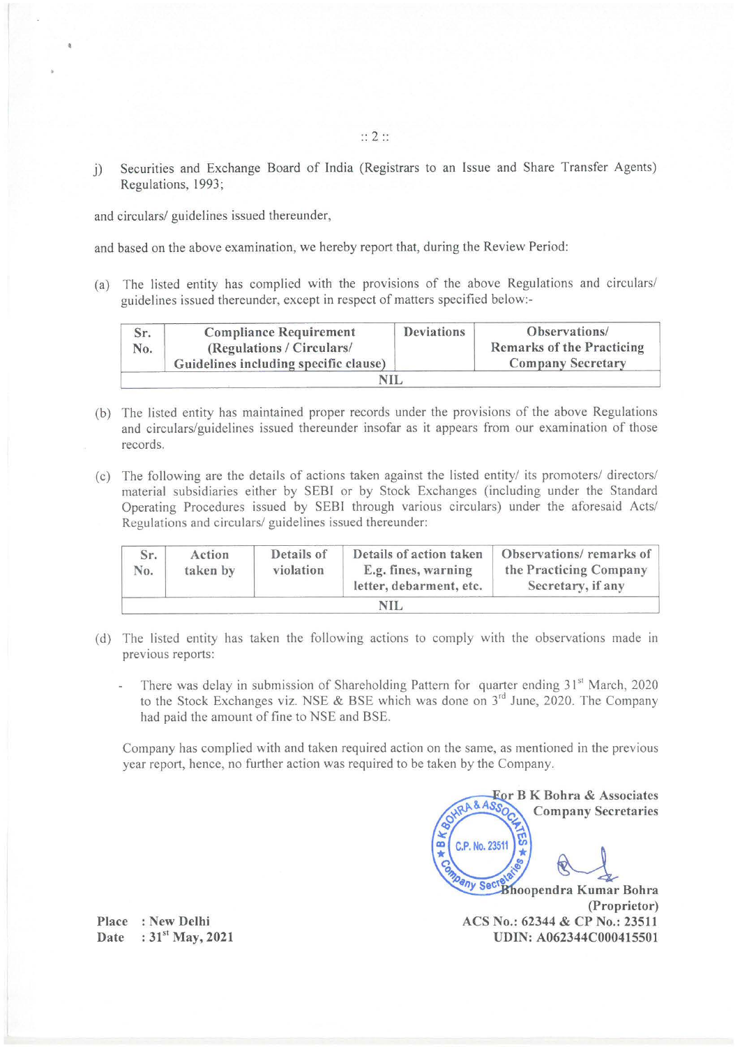j) Securities and Exchange Board of India (Registrars to an Issue and Share Transfer Agents) Regulations, 1993;

and circulars/ guidelines issued thereunder,

and based on the above examination, we hereby report that, during the Review Period:

(a) The listed entity has complied with the provisions of the above Regulations and circulars/ guidelines issued thereunder, except in respect of matters specified below:-

| Sr. No. | Compliance Requirement (Regulations / Circulars/ Guidelines including specific clause) | Deviations | Observations/ Remarks of the Practicing Company Secretary |
|---|---|---|---|
| NIL | | | |

(b) The listed entity has maintained proper records under the provisions of the above Regulations and circulars/guidelines issued thereunder insofar as it appears from our examination of those records.

(c) The following are the details of actions taken against the listed entity/ its promoters/ directors/ material subsidiaries either by SEBI or by Stock Exchanges (including under the Standard Operating Procedures issued by SEBI through various circulars) under the aforesaid Acts/ Regulations and circulars/ guidelines issued thereunder:

| Sr. No. | Action taken by | Details of violation | Details of action taken E.g. fines, warning letter, debarment, etc. | Observations/ remarks of the Practicing Company Secretary, if any |
|---|---|---|---|---|
| NIL | | | | |

(d) The listed entity has taken the following actions to comply with the observations made in previous reports:

- There was delay in submission of Shareholding Pattern for quarter ending 31st March, 2020 to the Stock Exchanges viz. NSE & BSE which was done on 3rd June, 2020. The Company had paid the amount of fine to NSE and BSE.

Company has complied with and taken required action on the same, as mentioned in the previous year report, hence, no further action was required to be taken by the Company.

**For B K Bohra & Associates**
**Company Secretaries**

**Bhoopendra Kumar Bohra**
**(Proprietor)**
**ACS No.: 62344 & CP No.: 23511**
**UDIN: A062344C000415501**

**Place : New Delhi**
**Date : 31st May, 2021**